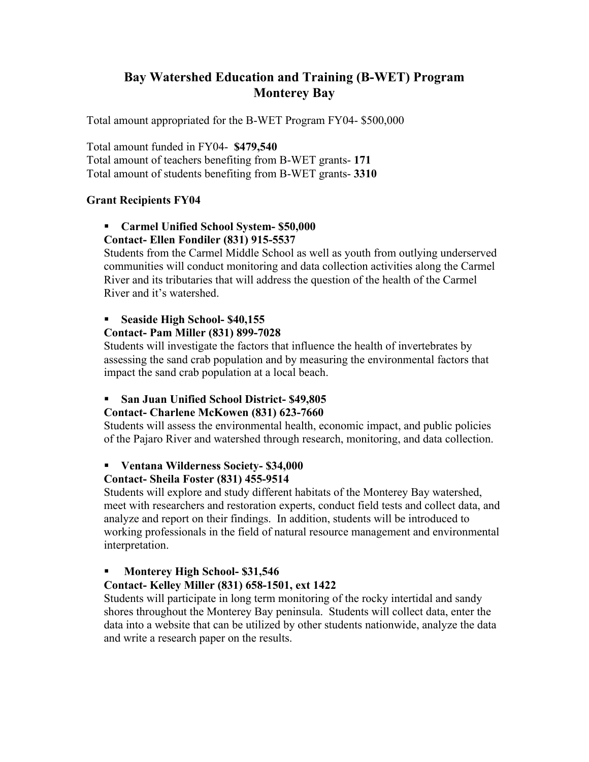# Bay Watershed Education and Training (B-WET) Program
# Monterey Bay

Total amount appropriated for the B-WET Program FY04- $500,000

Total amount funded in FY04- **$479,540**
Total amount of teachers benefiting from B-WET grants- **171**
Total amount of students benefiting from B-WET grants- **3310**

**Grant Recipients FY04**

- **Carmel Unified School System- $50,000**
  **Contact- Ellen Fondiler (831) 915-5537**
  Students from the Carmel Middle School as well as youth from outlying underserved communities will conduct monitoring and data collection activities along the Carmel River and its tributaries that will address the question of the health of the Carmel River and it's watershed.

- **Seaside High School- $40,155**
  **Contact- Pam Miller (831) 899-7028**
  Students will investigate the factors that influence the health of invertebrates by assessing the sand crab population and by measuring the environmental factors that impact the sand crab population at a local beach.

- **San Juan Unified School District- $49,805**
  **Contact- Charlene McKowen (831) 623-7660**
  Students will assess the environmental health, economic impact, and public policies of the Pajaro River and watershed through research, monitoring, and data collection.

- **Ventana Wilderness Society- $34,000**
  **Contact- Sheila Foster (831) 455-9514**
  Students will explore and study different habitats of the Monterey Bay watershed, meet with researchers and restoration experts, conduct field tests and collect data, and analyze and report on their findings. In addition, students will be introduced to working professionals in the field of natural resource management and environmental interpretation.

- **Monterey High School- $31,546**
  **Contact- Kelley Miller (831) 658-1501, ext 1422**
  Students will participate in long term monitoring of the rocky intertidal and sandy shores throughout the Monterey Bay peninsula. Students will collect data, enter the data into a website that can be utilized by other students nationwide, analyze the data and write a research paper on the results.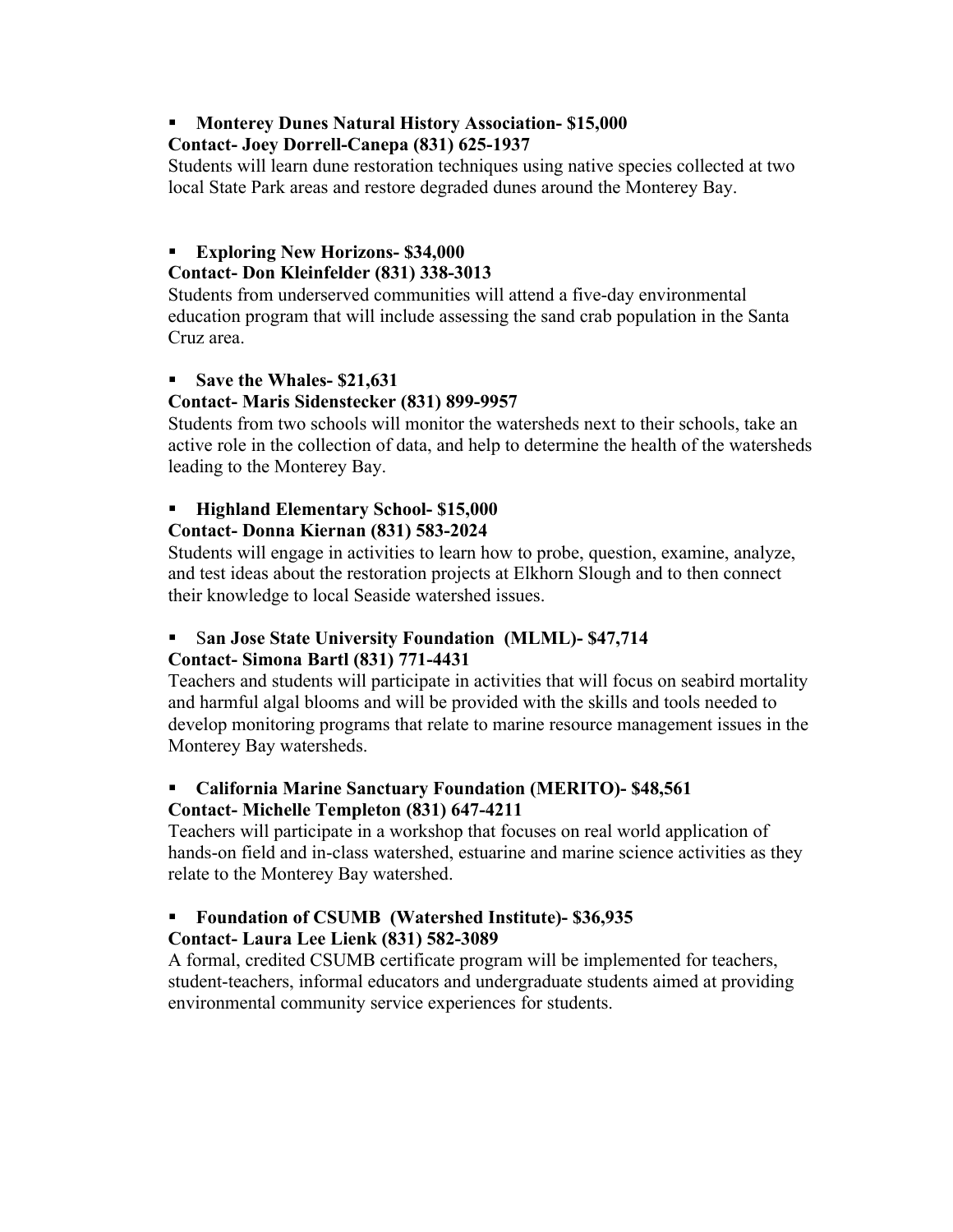- **Monterey Dunes Natural History Association- $15,000**
  **Contact- Joey Dorrell-Canepa (831) 625-1937**
  Students will learn dune restoration techniques using native species collected at two local State Park areas and restore degraded dunes around the Monterey Bay.

- **Exploring New Horizons- $34,000**
  **Contact- Don Kleinfelder (831) 338-3013**
  Students from underserved communities will attend a five-day environmental education program that will include assessing the sand crab population in the Santa Cruz area.

- **Save the Whales- $21,631**
  **Contact- Maris Sidenstecker (831) 899-9957**
  Students from two schools will monitor the watersheds next to their schools, take an active role in the collection of data, and help to determine the health of the watersheds leading to the Monterey Bay.

- **Highland Elementary School- $15,000**
  **Contact- Donna Kiernan (831) 583-2024**
  Students will engage in activities to learn how to probe, question, examine, analyze, and test ideas about the restoration projects at Elkhorn Slough and to then connect their knowledge to local Seaside watershed issues.

- **San Jose State University Foundation (MLML)- $47,714**
  **Contact- Simona Bartl (831) 771-4431**
  Teachers and students will participate in activities that will focus on seabird mortality and harmful algal blooms and will be provided with the skills and tools needed to develop monitoring programs that relate to marine resource management issues in the Monterey Bay watersheds.

- **California Marine Sanctuary Foundation (MERITO)- $48,561**
  **Contact- Michelle Templeton (831) 647-4211**
  Teachers will participate in a workshop that focuses on real world application of hands-on field and in-class watershed, estuarine and marine science activities as they relate to the Monterey Bay watershed.

- **Foundation of CSUMB (Watershed Institute)- $36,935**
  **Contact- Laura Lee Lienk (831) 582-3089**
  A formal, credited CSUMB certificate program will be implemented for teachers, student-teachers, informal educators and undergraduate students aimed at providing environmental community service experiences for students.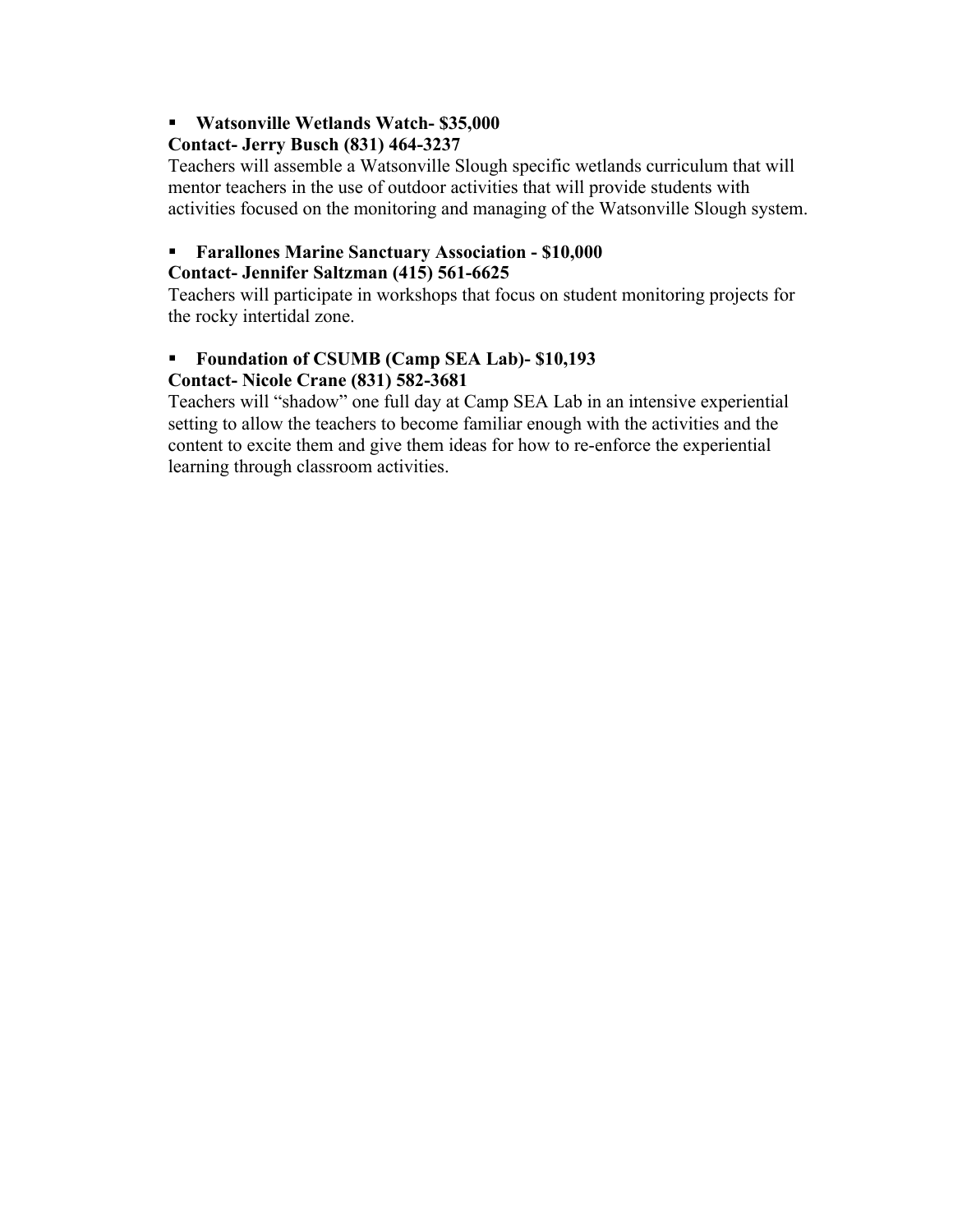- **Watsonville Wetlands Watch- $35,000**
  **Contact- Jerry Busch (831) 464-3237**
  Teachers will assemble a Watsonville Slough specific wetlands curriculum that will mentor teachers in the use of outdoor activities that will provide students with activities focused on the monitoring and managing of the Watsonville Slough system.

- **Farallones Marine Sanctuary Association - $10,000**
  **Contact- Jennifer Saltzman (415) 561-6625**
  Teachers will participate in workshops that focus on student monitoring projects for the rocky intertidal zone.

- **Foundation of CSUMB (Camp SEA Lab)- $10,193**
  **Contact- Nicole Crane (831) 582-3681**
  Teachers will "shadow" one full day at Camp SEA Lab in an intensive experiential setting to allow the teachers to become familiar enough with the activities and the content to excite them and give them ideas for how to re-enforce the experiential learning through classroom activities.